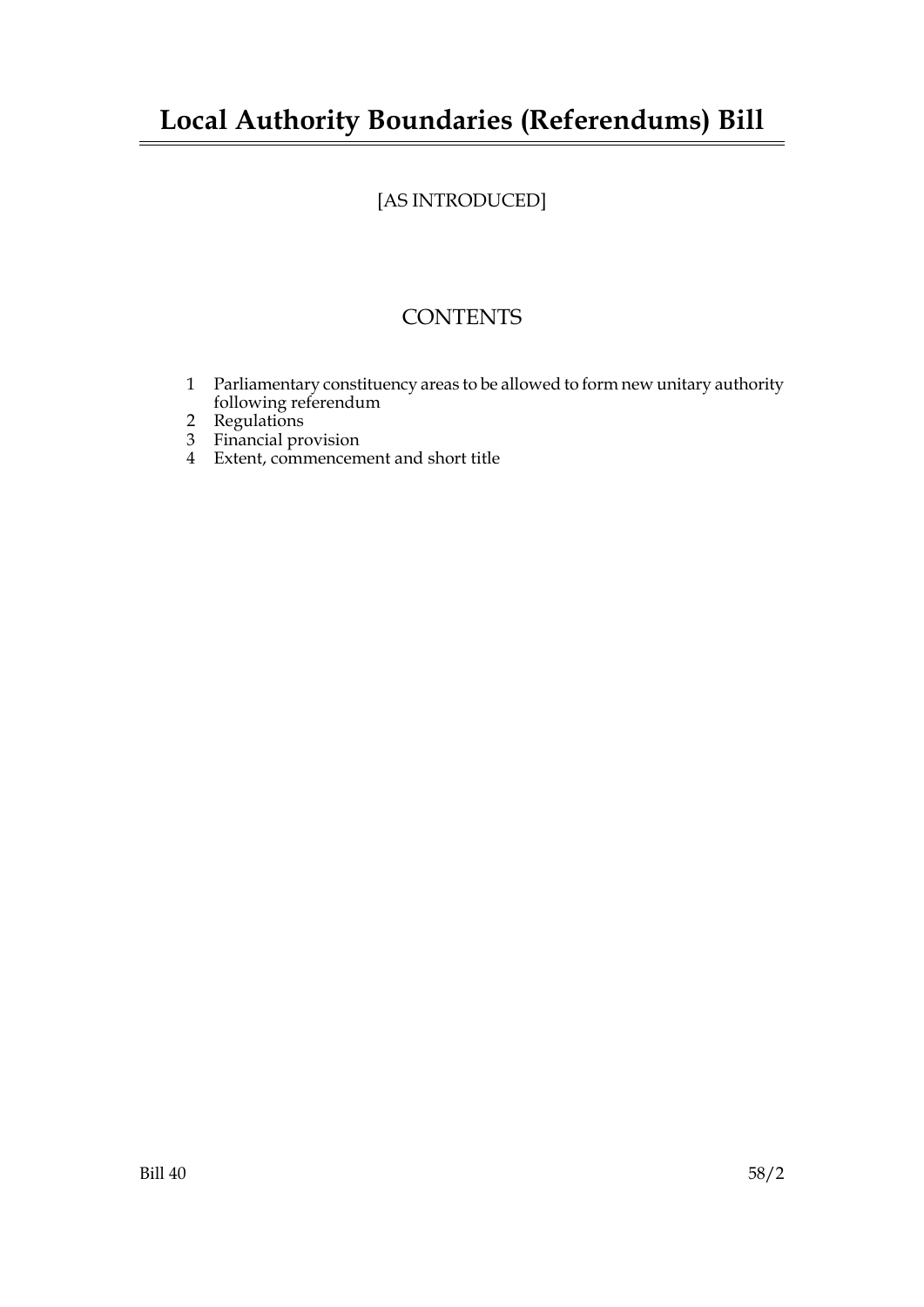# Local Authority Boundaries (Referendums) Bill

[AS INTRODUCED]

## CONTENTS

1 Parliamentary constituency areas to be allowed to form new unitary authority following referendum
2 Regulations
3 Financial provision
4 Extent, commencement and short title

Bill 40 58/2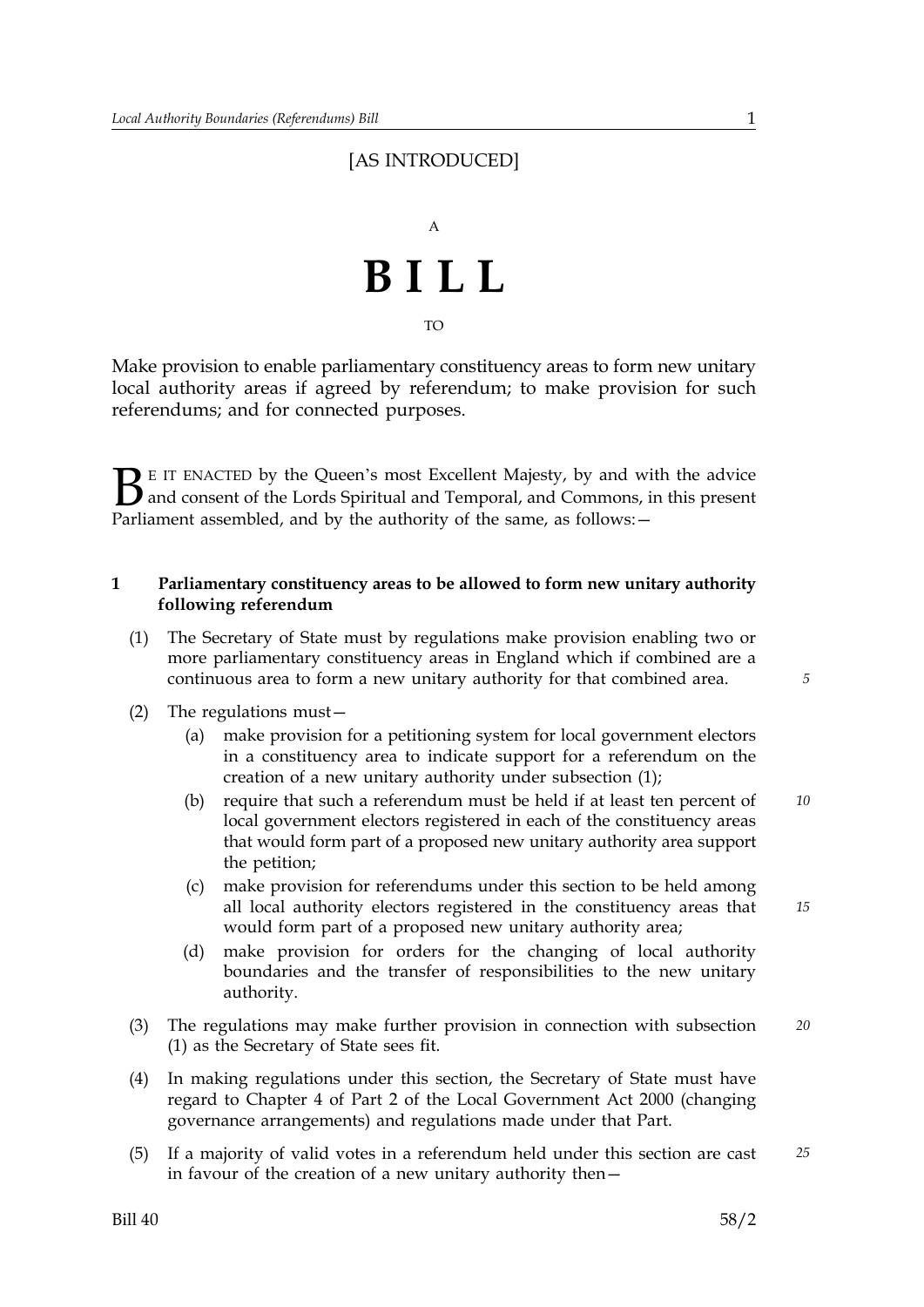[AS INTRODUCED]

A

# BILL

TO

Make provision to enable parliamentary constituency areas to form new unitary local authority areas if agreed by referendum; to make provision for such referendums; and for connected purposes.

BE IT ENACTED by the Queen's most Excellent Majesty, by and with the advice and consent of the Lords Spiritual and Temporal, and Commons, in this present Parliament assembled, and by the authority of the same, as follows:—

**1 Parliamentary constituency areas to be allowed to form new unitary authority following referendum**

(1) The Secretary of State must by regulations make provision enabling two or more parliamentary constituency areas in England which if combined are a continuous area to form a new unitary authority for that combined area.

(2) The regulations must—

(a) make provision for a petitioning system for local government electors in a constituency area to indicate support for a referendum on the creation of a new unitary authority under subsection (1);

(b) require that such a referendum must be held if at least ten percent of local government electors registered in each of the constituency areas that would form part of a proposed new unitary authority area support the petition;

(c) make provision for referendums under this section to be held among all local authority electors registered in the constituency areas that would form part of a proposed new unitary authority area;

(d) make provision for orders for the changing of local authority boundaries and the transfer of responsibilities to the new unitary authority.

(3) The regulations may make further provision in connection with subsection (1) as the Secretary of State sees fit.

(4) In making regulations under this section, the Secretary of State must have regard to Chapter 4 of Part 2 of the Local Government Act 2000 (changing governance arrangements) and regulations made under that Part.

(5) If a majority of valid votes in a referendum held under this section are cast in favour of the creation of a new unitary authority then—

Bill 40 58/2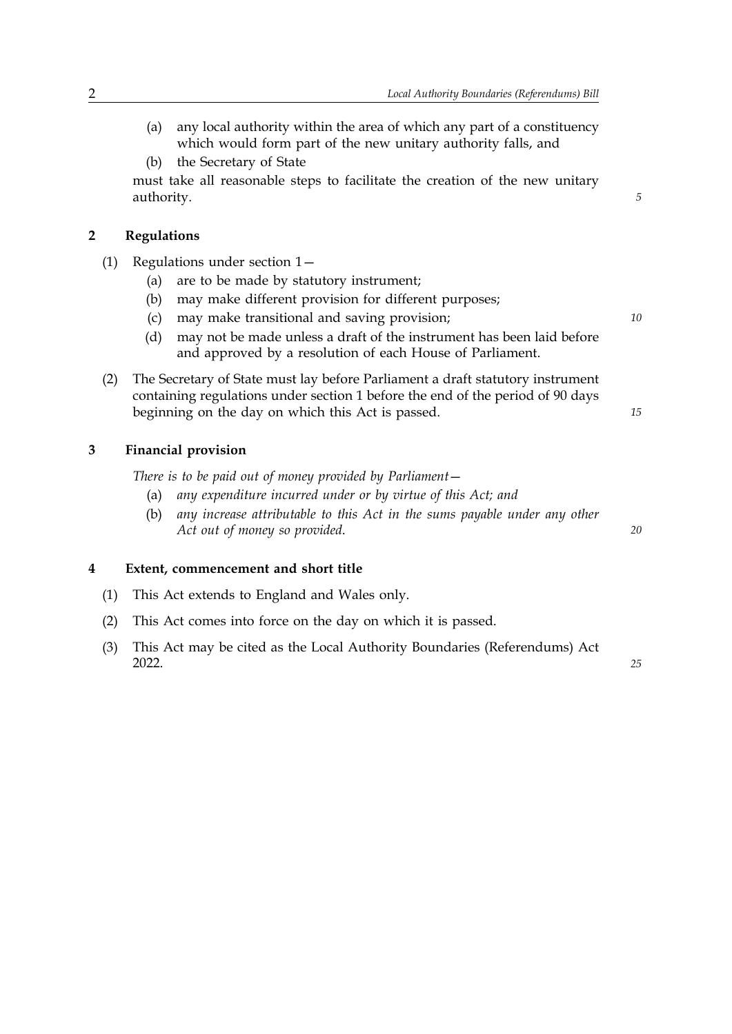(a) any local authority within the area of which any part of a constituency which would form part of the new unitary authority falls, and

(b) the Secretary of State

must take all reasonable steps to facilitate the creation of the new unitary authority.

## 2 Regulations

(1) Regulations under section 1—

(a) are to be made by statutory instrument;

(b) may make different provision for different purposes;

(c) may make transitional and saving provision;

(d) may not be made unless a draft of the instrument has been laid before and approved by a resolution of each House of Parliament.

(2) The Secretary of State must lay before Parliament a draft statutory instrument containing regulations under section 1 before the end of the period of 90 days beginning on the day on which this Act is passed.

## 3 Financial provision

*There is to be paid out of money provided by Parliament—*

(a) *any expenditure incurred under or by virtue of this Act; and*

(b) *any increase attributable to this Act in the sums payable under any other Act out of money so provided.*

## 4 Extent, commencement and short title

(1) This Act extends to England and Wales only.

(2) This Act comes into force on the day on which it is passed.

(3) This Act may be cited as the Local Authority Boundaries (Referendums) Act 2022.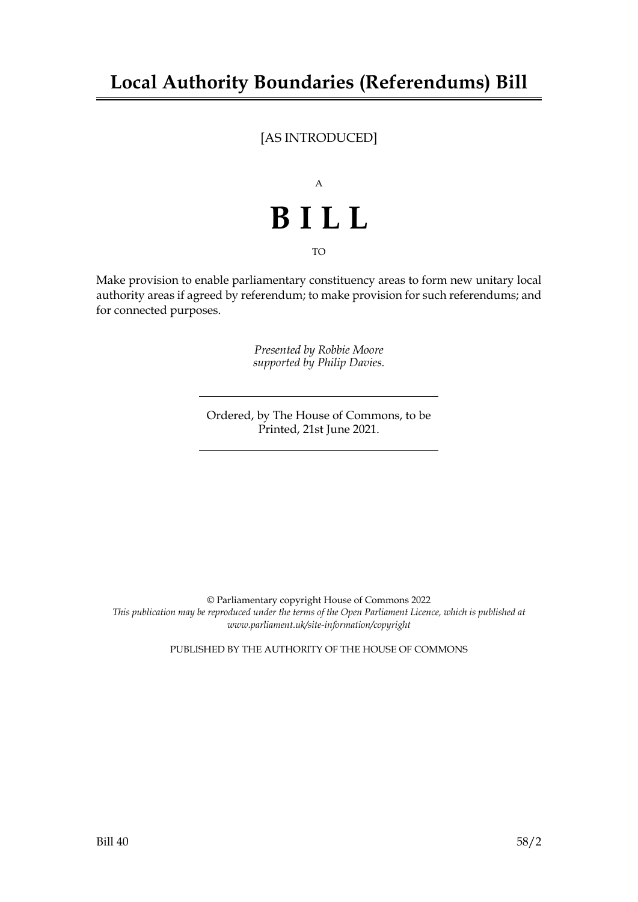# Local Authority Boundaries (Referendums) Bill

[AS INTRODUCED]

A

# B I L L

TO

Make provision to enable parliamentary constituency areas to form new unitary local authority areas if agreed by referendum; to make provision for such referendums; and for connected purposes.

*Presented by Robbie Moore*
*supported by Philip Davies.*

---

Ordered, by The House of Commons, to be Printed, 21st June 2021.

---

© Parliamentary copyright House of Commons 2022
*This publication may be reproduced under the terms of the Open Parliament Licence, which is published at www.parliament.uk/site-information/copyright*

PUBLISHED BY THE AUTHORITY OF THE HOUSE OF COMMONS

Bill 40 58/2